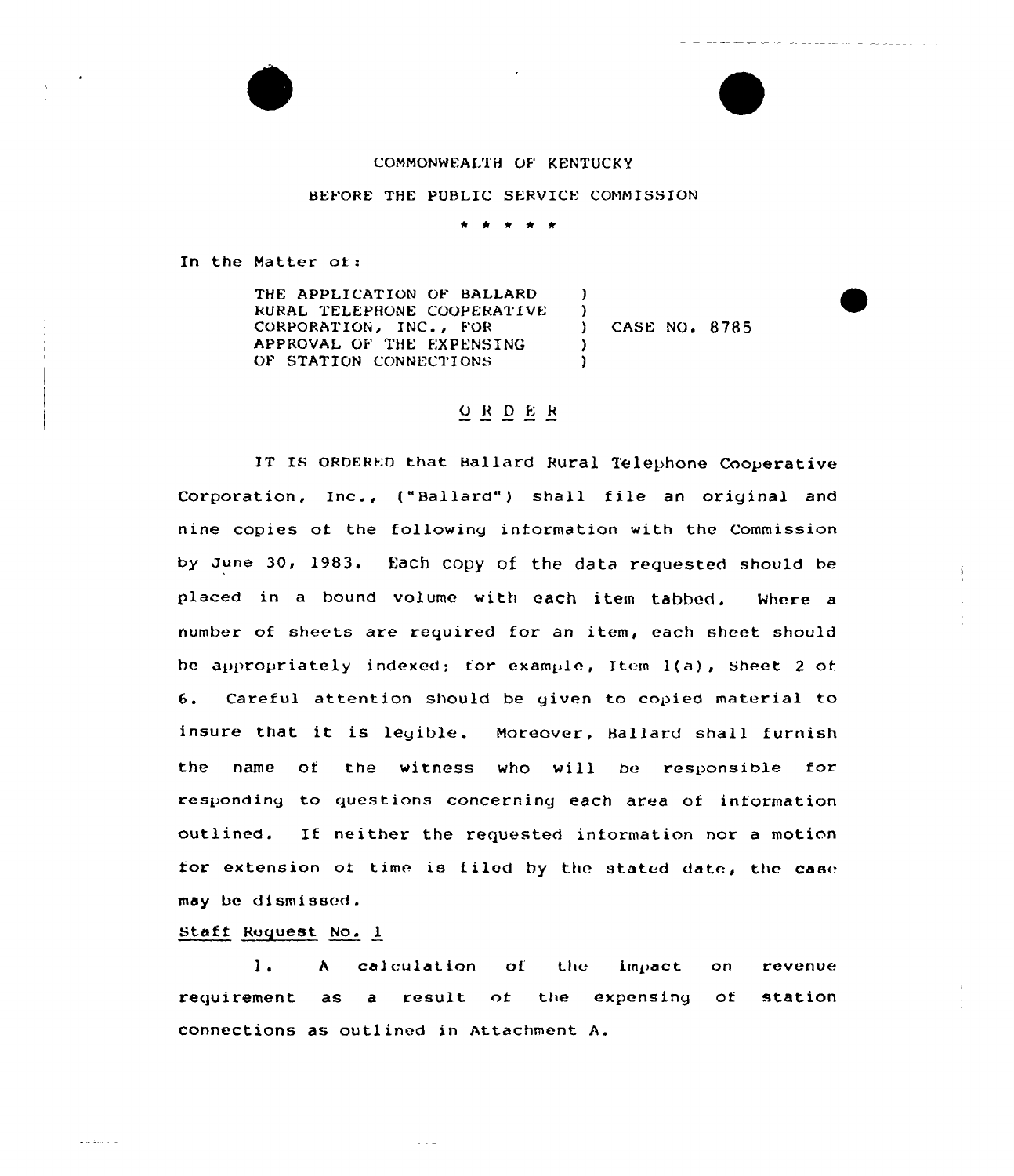COMMONWEALTH OF KENTUCKY

BEFORE THE PUBLIC SERVICE COMMISSION

\* \* \* \* \*

In the Matter of:

THE APPLICATION OF BALLARD RURAL TELEPHONE COOPERATIVE CORPORATION, INC., FOR APPROVAL OF THE EXPENSING OF STATION CONNECTIONS ) CASE NO. 8785

# O R D E R

IT IS ORDERED that Ballard Rural Telephone Cooperative Corporation, Inc., ("Ballard") shall file an original and nine copies of the following information with the Commission by June 30, 1983. Each copy of the data requested should be placed in a bound volume with each item tabbed. Where a number of sheets are required for an item, each sheet should be appropriately indexed; for example, Item 1(a), Sheet 2 of 6. Careful attention should be given to copied material to insure that it is legible. Moreover, Ballard shall furnish the name of the witness who will be responsible for responding to questions concerning each area of information outlined. If neither the requested information nor a motion for extension of time is filed by the stated date, the case may be dismissed.

Staff Request No. 1

1. A calculation of the impact on revenue requirement as a result of the expensing of station connections as outlined in Attachment A.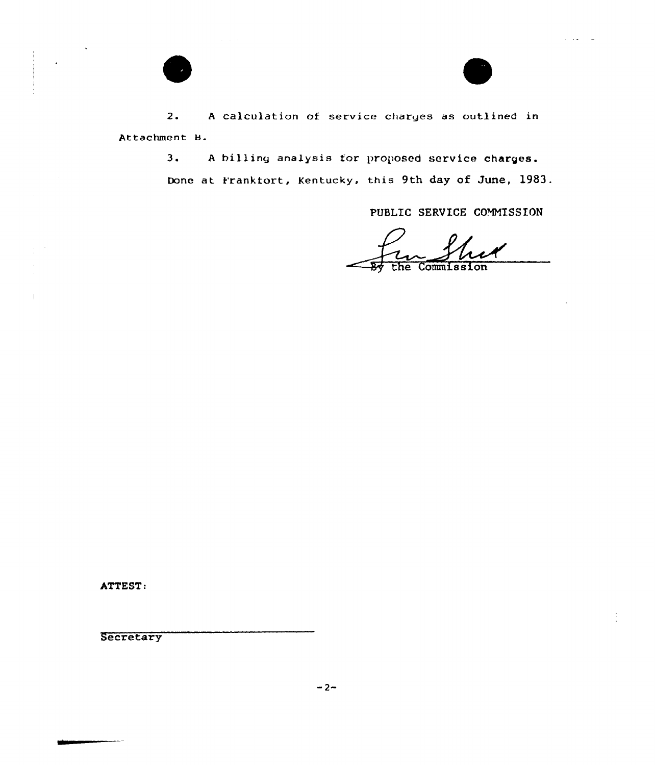2. A calculation of service charges as outlined in Attachment B.

3. A billing analysis for proposed service charges.

Done at Frankfort, Kentucky, this 9th day of June, 1983.

PUBLIC SERVICE COMMISSION

By the Commission

ATTEST:

Secretary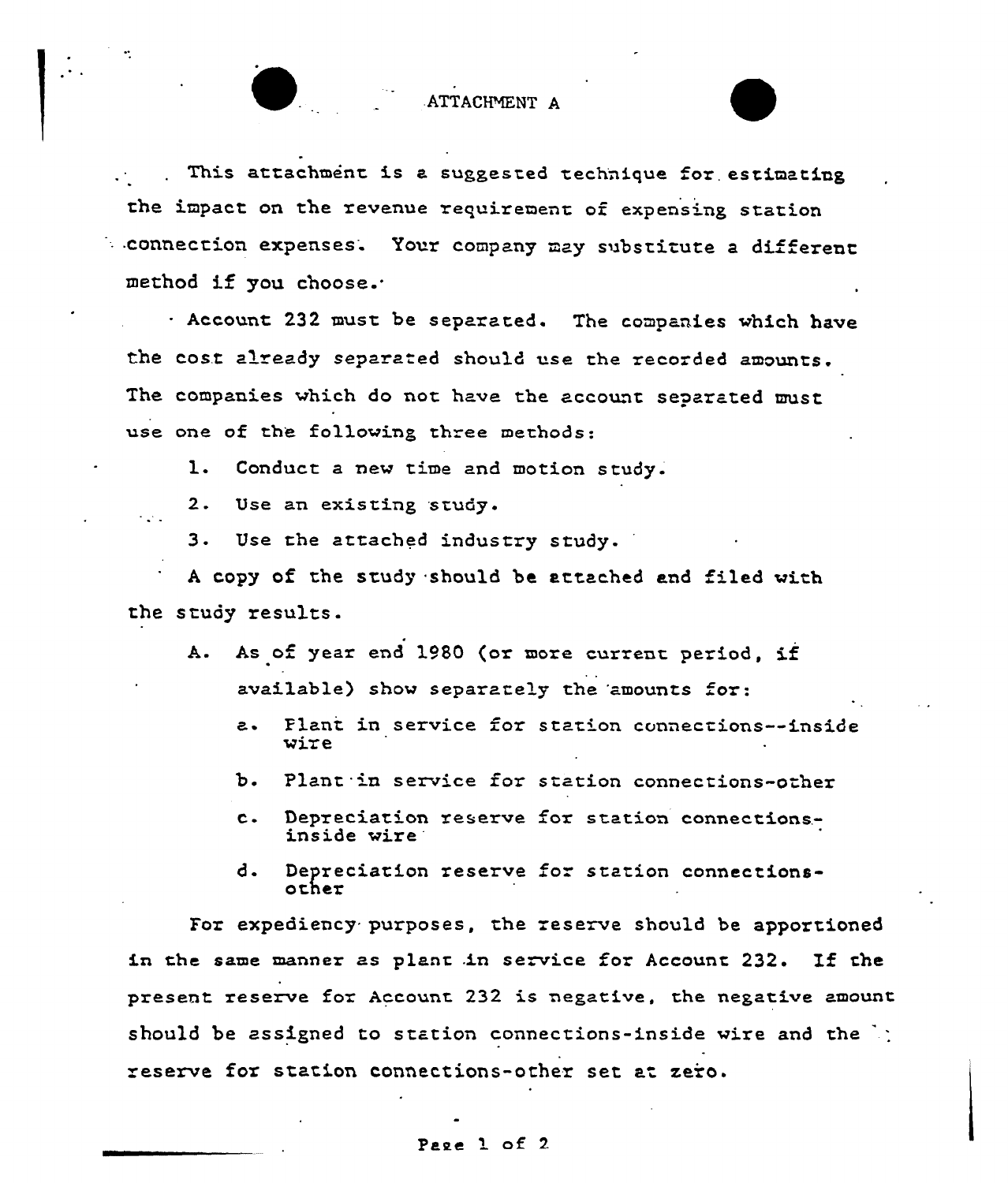## ATTACHMENT A

This attachment is a suggested technique for estimating the impact on the revenue requirement of expensing station connection expenses. Your company may substitute a different method if you choose.

Account 232 must be separated. The companies which have the cost already separated should use the recorded amounts. The companies which do not have the account separated must use one of the following three methods:

1. Conduct a new time and motion study.
2. Use an existing study.
3. Use the attached industry study.

A copy of the study should be attached and filed with the study results.

A. As of year end 1980 (or more current period, if available) show separately the amounts for:

   a. Plant in service for station connections--inside wire

   b. Plant in service for station connections-other

   c. Depreciation reserve for station connections-inside wire

   d. Depreciation reserve for station connections-other

For expediency purposes, the reserve should be apportioned in the same manner as plant in service for Account 232. If the present reserve for Account 232 is negative, the negative amount should be assigned to station connections-inside wire and the reserve for station connections-other set at zero.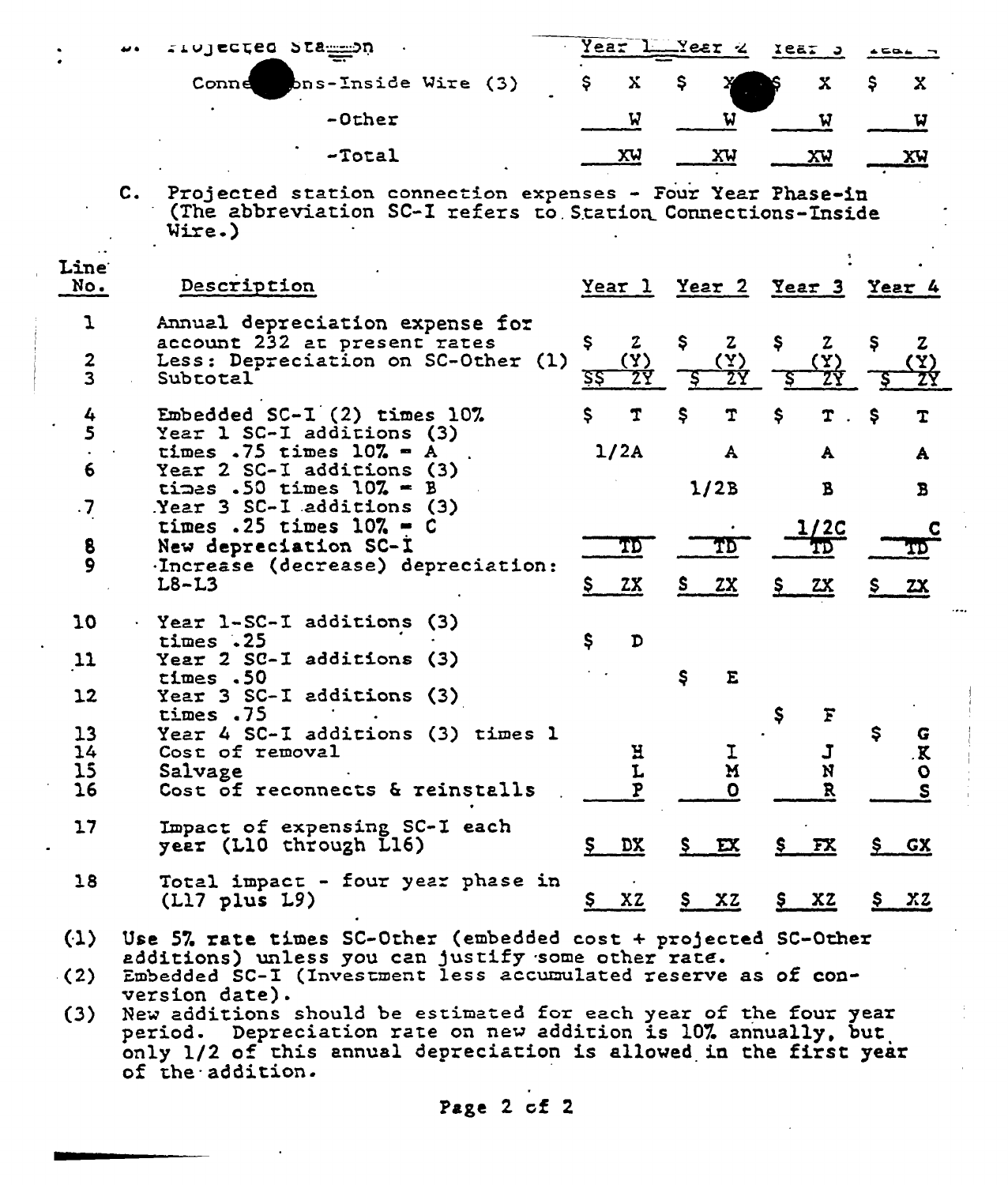B. Projected Station

| | Year 1 | Year 2 | Year 3 | Year 4 |
|---|---|---|---|---|
| Connections-Inside Wire (3) | $ X | $ X | $ X | $ X |
| -Other | W | W | W | W |
| -Total | XW | XW | XW | XW |

C. Projected station connection expenses - Four Year Phase-in (The abbreviation SC-I refers to Station Connections-Inside Wire.)

| Line No. | Description | Year 1 | Year 2 | Year 3 | Year 4 |
|---|---|---|---|---|---|
| 1 | Annual depreciation expense for account 232 at present rates | $ Z | $ Z | $ Z | $ Z |
| 2 | Less: Depreciation on SC-Other (1) | (Y) | (Y) | (Y) | (Y) |
| 3 | Subtotal | $$ ZY | $ ZY | $ ZY | $ ZY |
| 4 | Embedded SC-I (2) times 10% | $ T | $ T | $ T | $ T |
| 5 | Year 1 SC-I additions (3) times .75 times 10% = A | 1/2A | A | A | A |
| 6 | Year 2 SC-I additions (3) times .50 times 10% = B | | 1/2B | B | B |
| 7 | Year 3 SC-I additions (3) times .25 times 10% = C | | | 1/2C | C |
| 8 | New depreciation SC-I | TD | TD | TD | TD |
| 9 | Increase (decrease) depreciation: L8-L3 | $ ZX | $ ZX | $ ZX | $ ZX |
| 10 | Year 1-SC-I additions (3) times .25 | $ D | | | |
| 11 | Year 2 SC-I additions (3) times .50 | | $ E | | |
| 12 | Year 3 SC-I additions (3) times .75 | | | $ F | |
| 13 | Year 4 SC-I additions (3) times 1 | | | | $ G |
| 14 | Cost of removal | H | I | J | K |
| 15 | Salvage | L | M | N | O |
| 16 | Cost of reconnects & reinstalls | P | O | R | S |
| 17 | Impact of expensing SC-I each year (L10 through L16) | $ DX | $ EX | $ FX | $ GX |
| 18 | Total impact - four year phase in (L17 plus L9) | $ XZ | $ XZ | $ XZ | $ XZ |

(1) Use 5% rate times SC-Other (embedded cost + projected SC-Other additions) unless you can justify some other rate.

(2) Embedded SC-I (Investment less accumulated reserve as of conversion date).

(3) New additions should be estimated for each year of the four year period. Depreciation rate on new addition is 10% annually, but only 1/2 of this annual depreciation is allowed in the first year of the addition.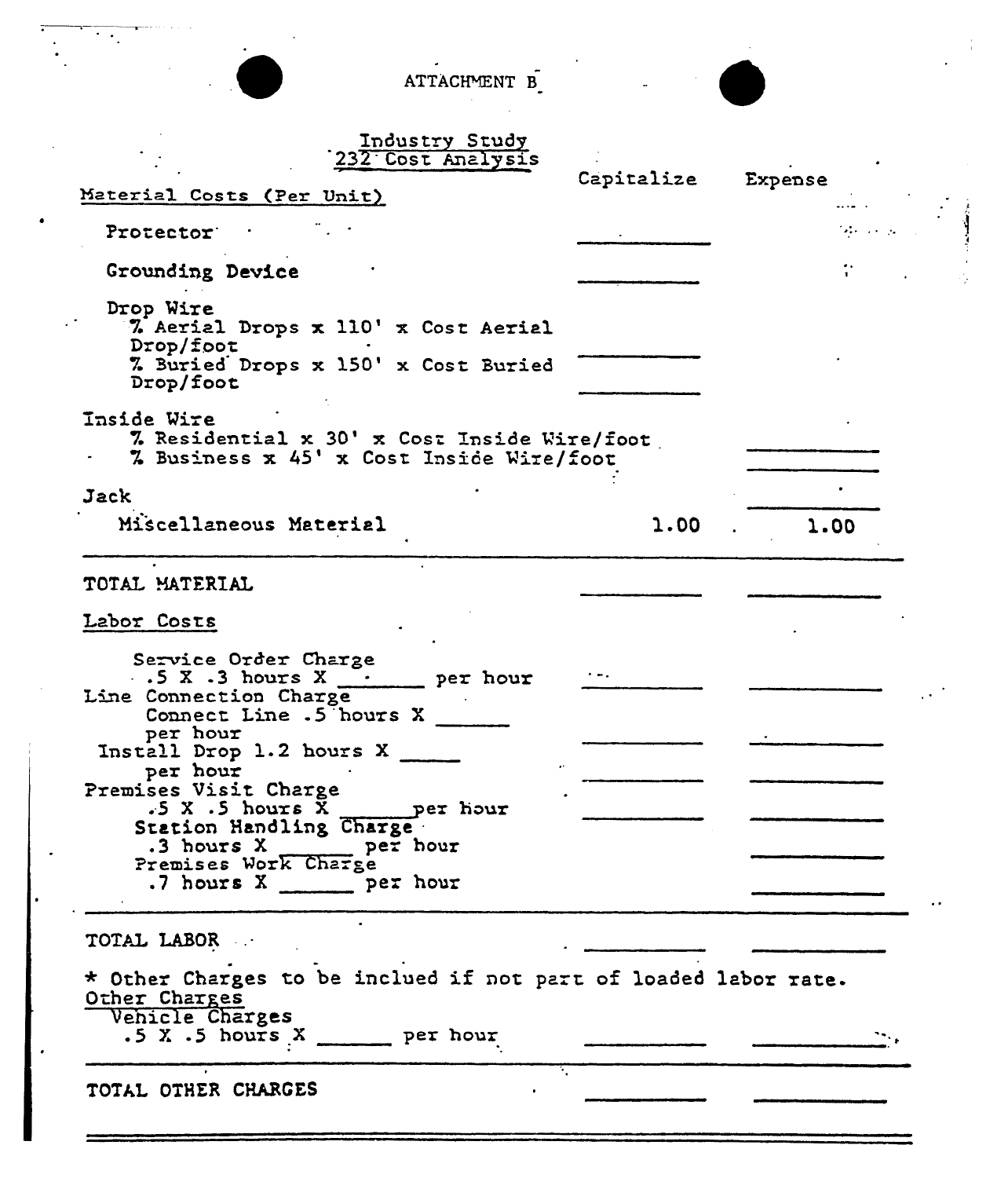# ATTACHMENT B

## Industry Study
## 232 Cost Analysis

| | Capitalize | Expense |
|---|---|---|
| **Material Costs (Per Unit)** | | |
| Protector | ______ | |
| Grounding Device | ______ | |
| Drop Wire<br>% Aerial Drops x 110' x Cost Aerial Drop/foot | ______ | |
| % Buried Drops x 150' x Cost Buried Drop/foot | ______ | |
| Inside Wire<br>% Residential x 30' x Cost Inside Wire/foot | | ______ |
| % Business x 45' x Cost Inside Wire/foot | | ______ |
| Jack | | ______ |
| Miscellaneous Material | 1.00 | 1.00 |
| TOTAL MATERIAL | ______ | ______ |
| **Labor Costs** | | |
| Service Order Charge<br>.5 X .3 hours X ______ per hour | ______ | ______ |
| Line Connection Charge<br>Connect Line .5 hours X ______ per hour | ______ | ______ |
| Install Drop 1.2 hours X ______ per hour | ______ | ______ |
| Premises Visit Charge<br>.5 X .5 hours X ______ per hour | ______ | ______ |
| Station Handling Charge<br>.3 hours X ______ per hour | | ______ |
| Premises Work Charge<br>.7 hours X ______ per hour | | ______ |
| TOTAL LABOR | ______ | ______ |

\* Other Charges to be inclued if not part of loaded labor rate.

| | Capitalize | Expense |
|---|---|---|
| Other Charges<br>Vehicle Charges<br>.5 X .5 hours X ______ per hour | ______ | ______ |
| TOTAL OTHER CHARGES | ______ | ______ |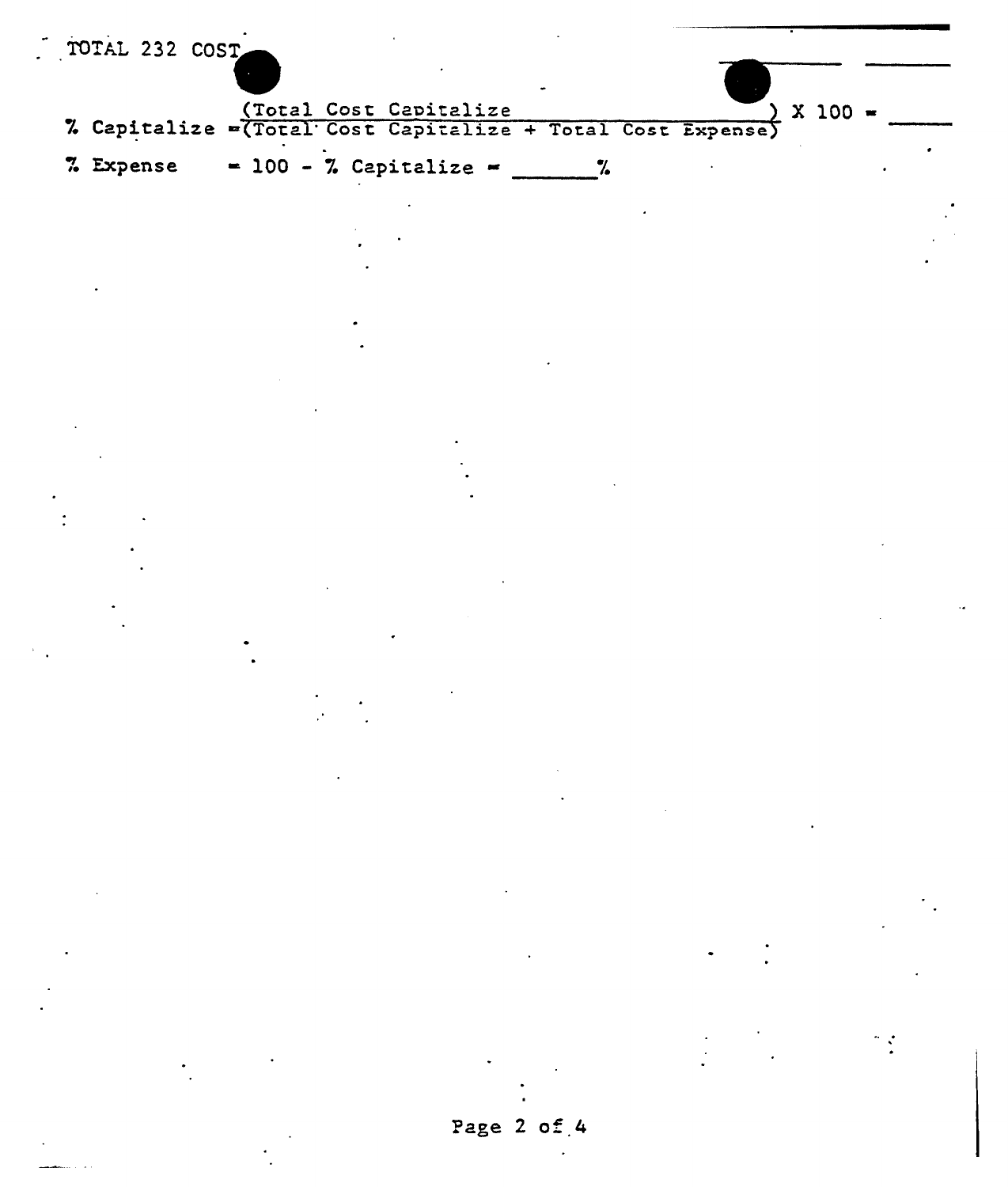TOTAL 232 COST \_\_\_\_\_\_ \_\_\_\_\_\_

$$\% \text{ Capitalize} = \left(\frac{\text{Total Cost Capitalize}}{\text{Total Cost Capitalize} + \text{Total Cost Expense}}\right) \times 100 = \_\_\_\_\_\_$$

% Expense = 100 - % Capitalize = \_\_\_\_\_\_%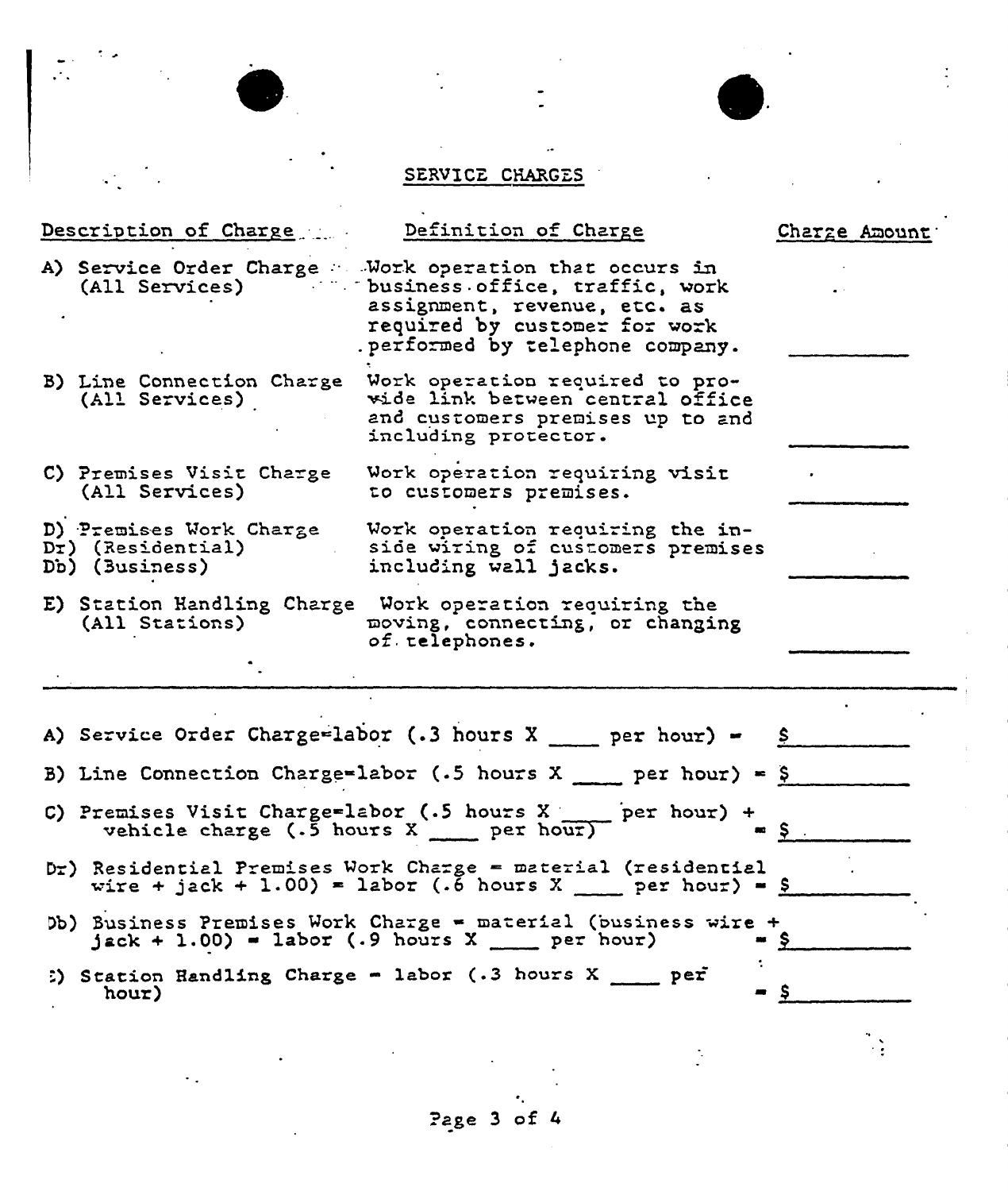## SERVICE CHARGES

| Description of Charge | Definition of Charge | Charge Amount |
|---|---|---|
| A) Service Order Charge (All Services) | Work operation that occurs in business office, traffic, work assignment, revenue, etc. as required by customer for work performed by telephone company. | ________ |
| B) Line Connection Charge (All Services) | Work operation required to provide link between central office and customers premises up to and including protector. | ________ |
| C) Premises Visit Charge (All Services) | Work operation requiring visit to customers premises. | ________ |
| D) Premises Work Charge<br>Dr) (Residential)<br>Db) (Business) | Work operation requiring the inside wiring of customers premises including wall jacks. | ________ |
| E) Station Handling Charge (All Stations) | Work operation requiring the moving, connecting, or changing of telephones. | ________ |

---

A) Service Order Charge=labor (.3 hours X ____ per hour) = $________

B) Line Connection Charge=labor (.5 hours X ____ per hour) = $________

C) Premises Visit Charge=labor (.5 hours X ____ per hour) + vehicle charge (.5 hours X ____ per hour) = $________

Dr) Residential Premises Work Charge = material (residential wire + jack + 1.00) = labor (.6 hours X ____ per hour) = $________

Db) Business Premises Work Charge = material (business wire + jack + 1.00) = labor (.9 hours X ____ per hour) = $________

E) Station Handling Charge = labor (.3 hours X ____ per hour) = $________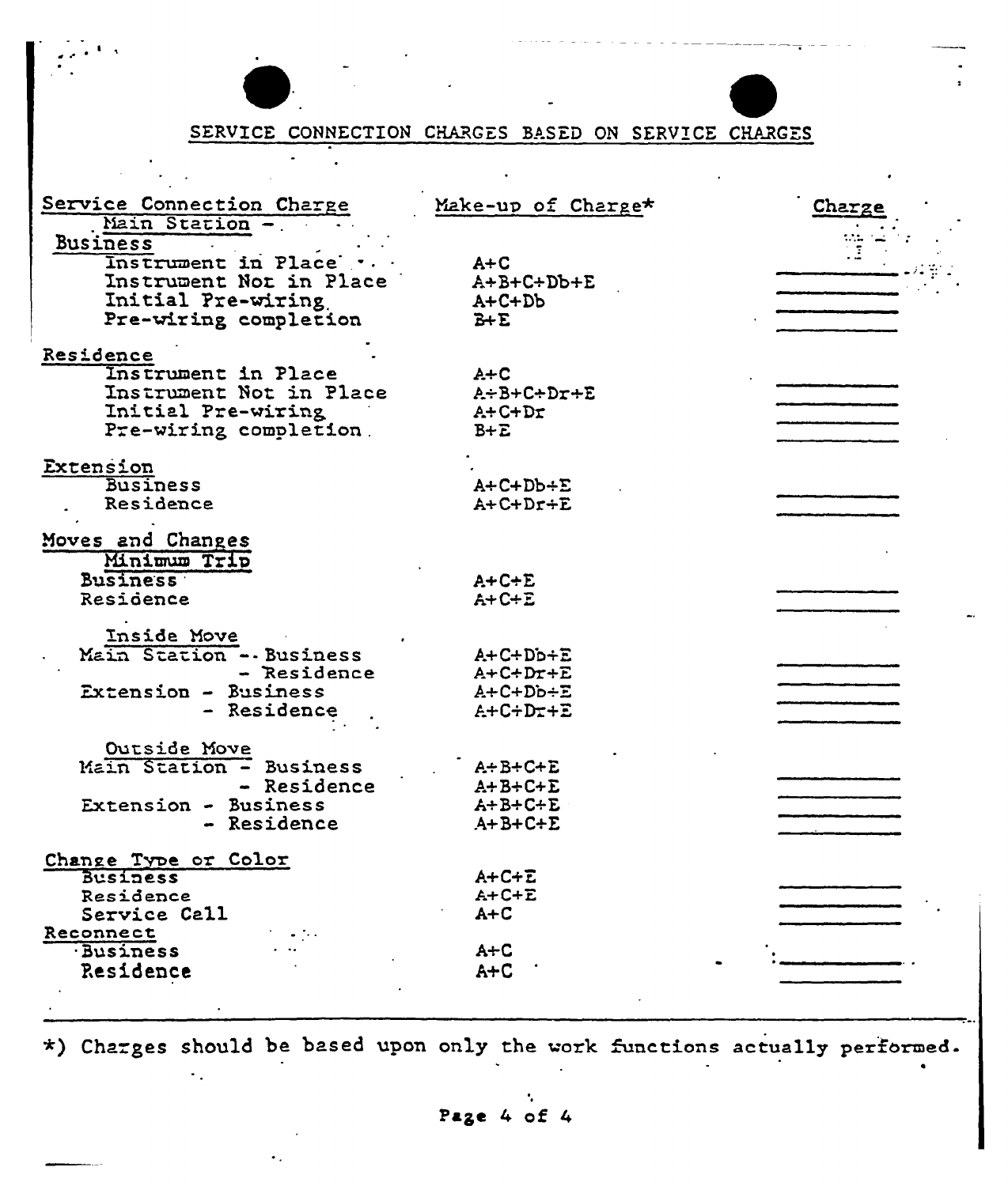## SERVICE CONNECTION CHARGES BASED ON SERVICE CHARGES

| Service Connection Charge | Make-up of Charge* | Charge |
|---|---|---|
| **Main Station -** | | |
| **Business** | | |
| Instrument in Place | A+C | |
| Instrument Not in Place | A+B+C+Db+E | |
| Initial Pre-wiring | A+C+Db | |
| Pre-wiring completion | B+E | |
| **Residence** | | |
| Instrument in Place | A+C | |
| Instrument Not in Place | A+B+C+Dr+E | |
| Initial Pre-wiring | A+C+Dr | |
| Pre-wiring completion | B+E | |
| **Extension** | | |
| Business | A+C+Db+E | |
| Residence | A+C+Dr+E | |
| **Moves and Changes** | | |
| **Minimum Trip** | | |
| Business | A+C+E | |
| Residence | A+C+E | |
| **Inside Move** | | |
| Main Station - Business | A+C+Db+E | |
| Main Station - Residence | A+C+Dr+E | |
| Extension - Business | A+C+Db+E | |
| Extension - Residence | A+C+Dr+E | |
| **Outside Move** | | |
| Main Station - Business | A+B+C+E | |
| Main Station - Residence | A+B+C+E | |
| Extension - Business | A+B+C+E | |
| Extension - Residence | A+B+C+E | |
| **Change Type or Color** | | |
| Business | A+C+E | |
| Residence | A+C+E | |
| Service Call | A+C | |
| **Reconnect** | | |
| Business | A+C | |
| Residence | A+C | |

*) Charges should be based upon only the work functions actually performed.